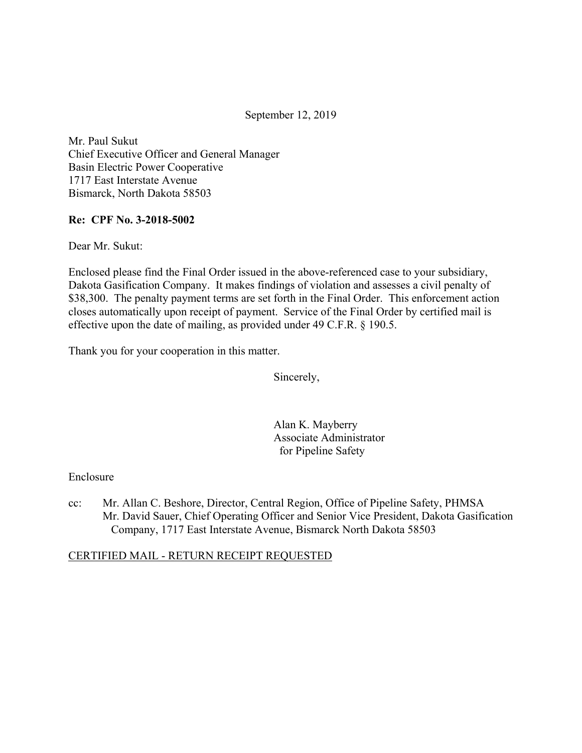September 12, 2019

Mr. Paul Sukut
Chief Executive Officer and General Manager
Basin Electric Power Cooperative
1717 East Interstate Avenue
Bismarck, North Dakota 58503

**Re: CPF No. 3-2018-5002**

Dear Mr. Sukut:

Enclosed please find the Final Order issued in the above-referenced case to your subsidiary, Dakota Gasification Company. It makes findings of violation and assesses a civil penalty of $38,300. The penalty payment terms are set forth in the Final Order. This enforcement action closes automatically upon receipt of payment. Service of the Final Order by certified mail is effective upon the date of mailing, as provided under 49 C.F.R. § 190.5.

Thank you for your cooperation in this matter.

Sincerely,

Alan K. Mayberry
Associate Administrator
for Pipeline Safety

Enclosure

cc: Mr. Allan C. Beshore, Director, Central Region, Office of Pipeline Safety, PHMSA
Mr. David Sauer, Chief Operating Officer and Senior Vice President, Dakota Gasification Company, 1717 East Interstate Avenue, Bismarck North Dakota 58503

CERTIFIED MAIL - RETURN RECEIPT REQUESTED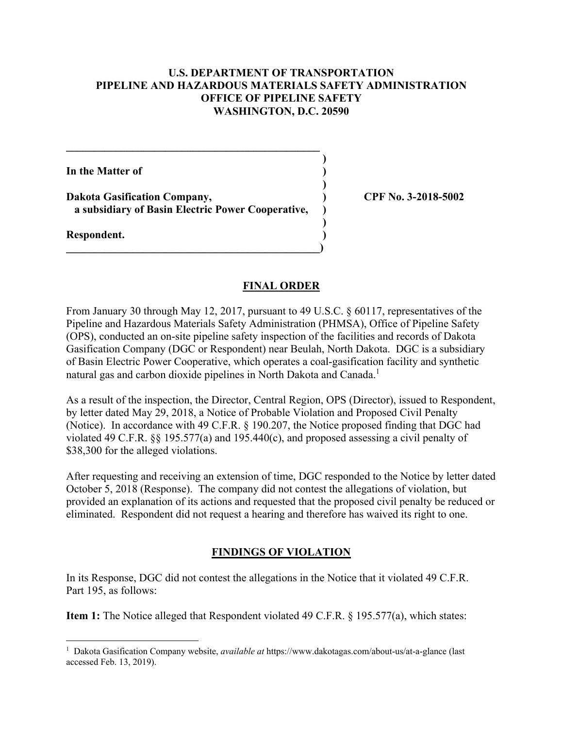**U.S. DEPARTMENT OF TRANSPORTATION**
**PIPELINE AND HAZARDOUS MATERIALS SAFETY ADMINISTRATION**
**OFFICE OF PIPELINE SAFETY**
**WASHINGTON, D.C. 20590**

**In the Matter of**

**Dakota Gasification Company,**
**a subsidiary of Basin Electric Power Cooperative,**

**Respondent.**

**CPF No. 3-2018-5002**

## FINAL ORDER

From January 30 through May 12, 2017, pursuant to 49 U.S.C. § 60117, representatives of the Pipeline and Hazardous Materials Safety Administration (PHMSA), Office of Pipeline Safety (OPS), conducted an on-site pipeline safety inspection of the facilities and records of Dakota Gasification Company (DGC or Respondent) near Beulah, North Dakota. DGC is a subsidiary of Basin Electric Power Cooperative, which operates a coal-gasification facility and synthetic natural gas and carbon dioxide pipelines in North Dakota and Canada.[1]

As a result of the inspection, the Director, Central Region, OPS (Director), issued to Respondent, by letter dated May 29, 2018, a Notice of Probable Violation and Proposed Civil Penalty (Notice). In accordance with 49 C.F.R. § 190.207, the Notice proposed finding that DGC had violated 49 C.F.R. §§ 195.577(a) and 195.440(c), and proposed assessing a civil penalty of $38,300 for the alleged violations.

After requesting and receiving an extension of time, DGC responded to the Notice by letter dated October 5, 2018 (Response). The company did not contest the allegations of violation, but provided an explanation of its actions and requested that the proposed civil penalty be reduced or eliminated. Respondent did not request a hearing and therefore has waived its right to one.

## FINDINGS OF VIOLATION

In its Response, DGC did not contest the allegations in the Notice that it violated 49 C.F.R. Part 195, as follows:

**Item 1:** The Notice alleged that Respondent violated 49 C.F.R. § 195.577(a), which states:

[1] Dakota Gasification Company website, *available at* https://www.dakotagas.com/about-us/at-a-glance (last accessed Feb. 13, 2019).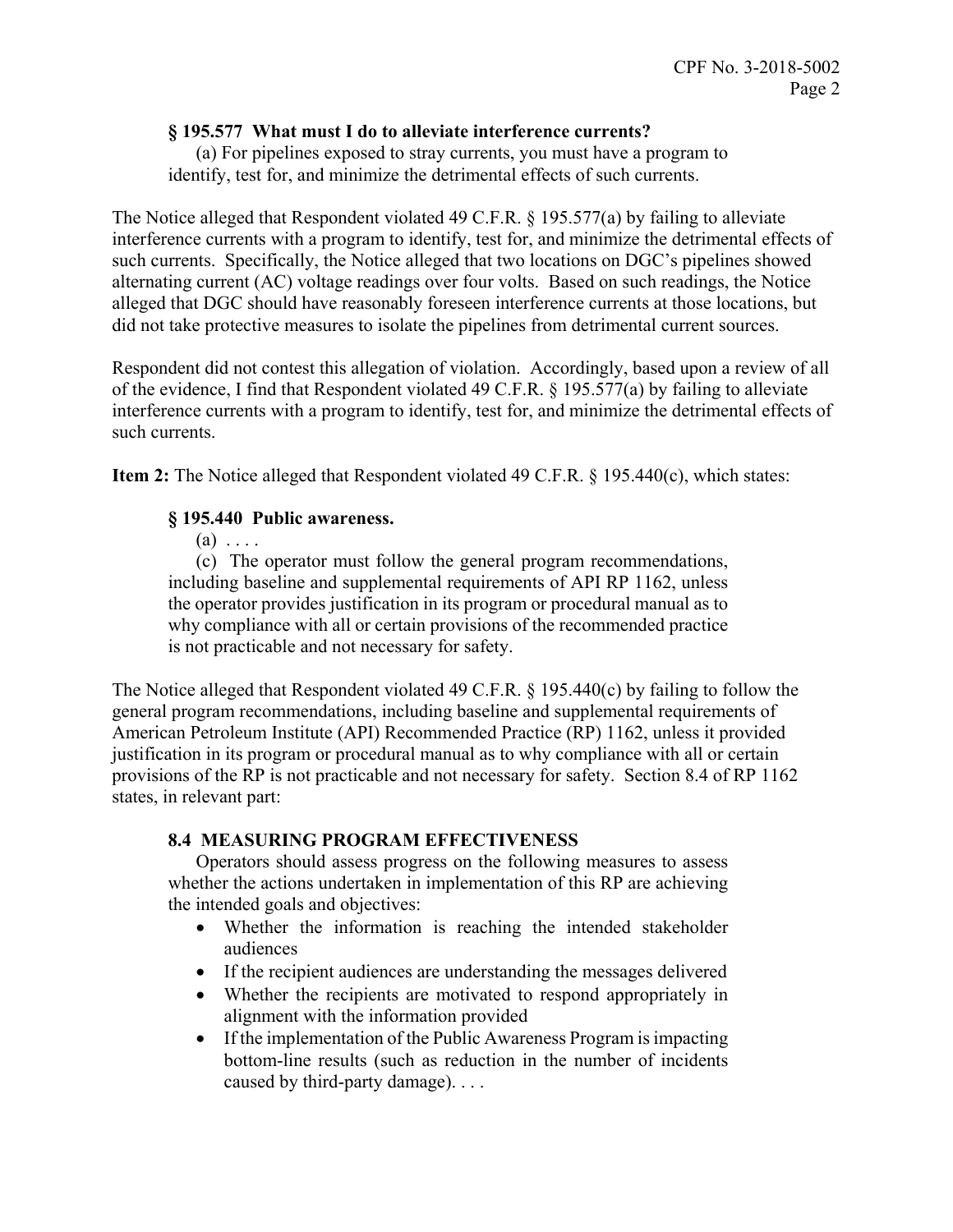### § 195.577 What must I do to alleviate interference currents?

(a) For pipelines exposed to stray currents, you must have a program to identify, test for, and minimize the detrimental effects of such currents.

The Notice alleged that Respondent violated 49 C.F.R. § 195.577(a) by failing to alleviate interference currents with a program to identify, test for, and minimize the detrimental effects of such currents. Specifically, the Notice alleged that two locations on DGC's pipelines showed alternating current (AC) voltage readings over four volts. Based on such readings, the Notice alleged that DGC should have reasonably foreseen interference currents at those locations, but did not take protective measures to isolate the pipelines from detrimental current sources.

Respondent did not contest this allegation of violation. Accordingly, based upon a review of all of the evidence, I find that Respondent violated 49 C.F.R. § 195.577(a) by failing to alleviate interference currents with a program to identify, test for, and minimize the detrimental effects of such currents.

**Item 2:** The Notice alleged that Respondent violated 49 C.F.R. § 195.440(c), which states:

### § 195.440 Public awareness.

(a) . . . .

(c) The operator must follow the general program recommendations, including baseline and supplemental requirements of API RP 1162, unless the operator provides justification in its program or procedural manual as to why compliance with all or certain provisions of the recommended practice is not practicable and not necessary for safety.

The Notice alleged that Respondent violated 49 C.F.R. § 195.440(c) by failing to follow the general program recommendations, including baseline and supplemental requirements of American Petroleum Institute (API) Recommended Practice (RP) 1162, unless it provided justification in its program or procedural manual as to why compliance with all or certain provisions of the RP is not practicable and not necessary for safety. Section 8.4 of RP 1162 states, in relevant part:

### 8.4 MEASURING PROGRAM EFFECTIVENESS

Operators should assess progress on the following measures to assess whether the actions undertaken in implementation of this RP are achieving the intended goals and objectives:

- Whether the information is reaching the intended stakeholder audiences
- If the recipient audiences are understanding the messages delivered
- Whether the recipients are motivated to respond appropriately in alignment with the information provided
- If the implementation of the Public Awareness Program is impacting bottom-line results (such as reduction in the number of incidents caused by third-party damage). . . .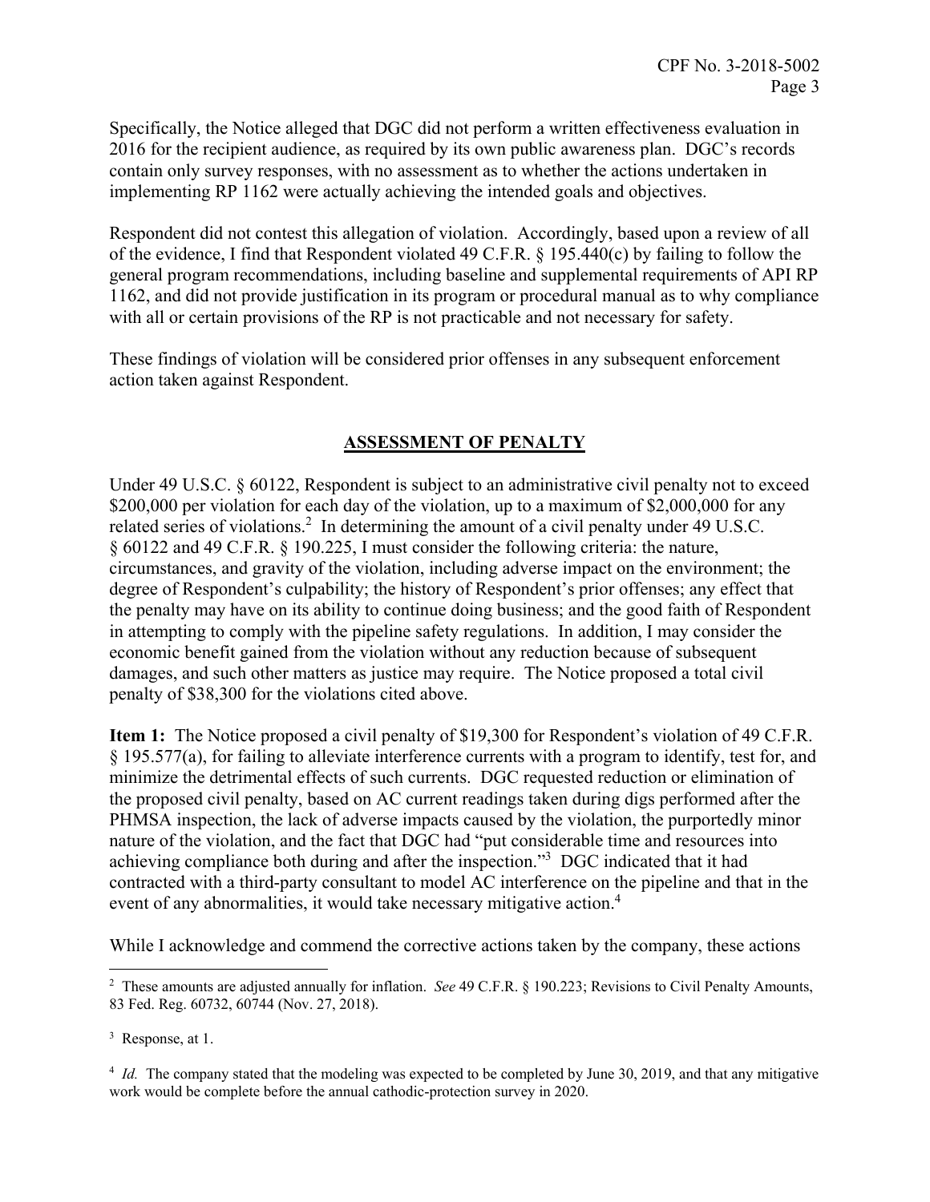Specifically, the Notice alleged that DGC did not perform a written effectiveness evaluation in 2016 for the recipient audience, as required by its own public awareness plan. DGC's records contain only survey responses, with no assessment as to whether the actions undertaken in implementing RP 1162 were actually achieving the intended goals and objectives.

Respondent did not contest this allegation of violation. Accordingly, based upon a review of all of the evidence, I find that Respondent violated 49 C.F.R. § 195.440(c) by failing to follow the general program recommendations, including baseline and supplemental requirements of API RP 1162, and did not provide justification in its program or procedural manual as to why compliance with all or certain provisions of the RP is not practicable and not necessary for safety.

These findings of violation will be considered prior offenses in any subsequent enforcement action taken against Respondent.

## ASSESSMENT OF PENALTY

Under 49 U.S.C. § 60122, Respondent is subject to an administrative civil penalty not to exceed $200,000 per violation for each day of the violation, up to a maximum of $2,000,000 for any related series of violations.[2] In determining the amount of a civil penalty under 49 U.S.C. § 60122 and 49 C.F.R. § 190.225, I must consider the following criteria: the nature, circumstances, and gravity of the violation, including adverse impact on the environment; the degree of Respondent's culpability; the history of Respondent's prior offenses; any effect that the penalty may have on its ability to continue doing business; and the good faith of Respondent in attempting to comply with the pipeline safety regulations. In addition, I may consider the economic benefit gained from the violation without any reduction because of subsequent damages, and such other matters as justice may require. The Notice proposed a total civil penalty of $38,300 for the violations cited above.

**Item 1:** The Notice proposed a civil penalty of $19,300 for Respondent's violation of 49 C.F.R. § 195.577(a), for failing to alleviate interference currents with a program to identify, test for, and minimize the detrimental effects of such currents. DGC requested reduction or elimination of the proposed civil penalty, based on AC current readings taken during digs performed after the PHMSA inspection, the lack of adverse impacts caused by the violation, the purportedly minor nature of the violation, and the fact that DGC had "put considerable time and resources into achieving compliance both during and after the inspection."[3] DGC indicated that it had contracted with a third-party consultant to model AC interference on the pipeline and that in the event of any abnormalities, it would take necessary mitigative action.[4]

While I acknowledge and commend the corrective actions taken by the company, these actions

---

[2] These amounts are adjusted annually for inflation. *See* 49 C.F.R. § 190.223; Revisions to Civil Penalty Amounts, 83 Fed. Reg. 60732, 60744 (Nov. 27, 2018).

[3] Response, at 1.

[4] *Id.* The company stated that the modeling was expected to be completed by June 30, 2019, and that any mitigative work would be complete before the annual cathodic-protection survey in 2020.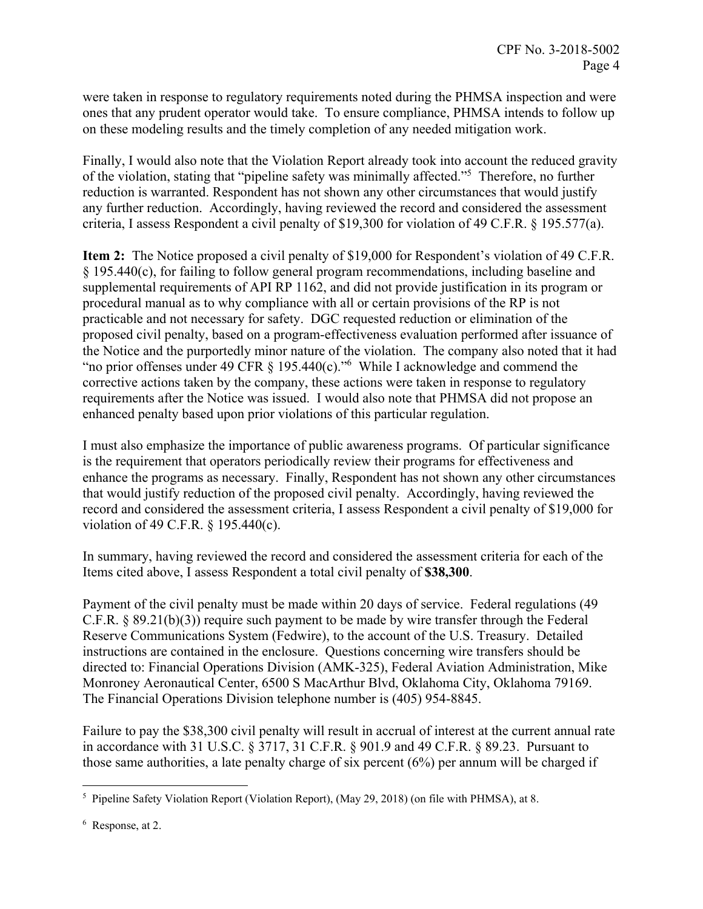were taken in response to regulatory requirements noted during the PHMSA inspection and were ones that any prudent operator would take. To ensure compliance, PHMSA intends to follow up on these modeling results and the timely completion of any needed mitigation work.

Finally, I would also note that the Violation Report already took into account the reduced gravity of the violation, stating that "pipeline safety was minimally affected."[5] Therefore, no further reduction is warranted. Respondent has not shown any other circumstances that would justify any further reduction. Accordingly, having reviewed the record and considered the assessment criteria, I assess Respondent a civil penalty of $19,300 for violation of 49 C.F.R. § 195.577(a).

**Item 2:** The Notice proposed a civil penalty of $19,000 for Respondent's violation of 49 C.F.R. § 195.440(c), for failing to follow general program recommendations, including baseline and supplemental requirements of API RP 1162, and did not provide justification in its program or procedural manual as to why compliance with all or certain provisions of the RP is not practicable and not necessary for safety. DGC requested reduction or elimination of the proposed civil penalty, based on a program-effectiveness evaluation performed after issuance of the Notice and the purportedly minor nature of the violation. The company also noted that it had "no prior offenses under 49 CFR § 195.440(c)."[6] While I acknowledge and commend the corrective actions taken by the company, these actions were taken in response to regulatory requirements after the Notice was issued. I would also note that PHMSA did not propose an enhanced penalty based upon prior violations of this particular regulation.

I must also emphasize the importance of public awareness programs. Of particular significance is the requirement that operators periodically review their programs for effectiveness and enhance the programs as necessary. Finally, Respondent has not shown any other circumstances that would justify reduction of the proposed civil penalty. Accordingly, having reviewed the record and considered the assessment criteria, I assess Respondent a civil penalty of $19,000 for violation of 49 C.F.R. § 195.440(c).

In summary, having reviewed the record and considered the assessment criteria for each of the Items cited above, I assess Respondent a total civil penalty of **$38,300**.

Payment of the civil penalty must be made within 20 days of service. Federal regulations (49 C.F.R. § 89.21(b)(3)) require such payment to be made by wire transfer through the Federal Reserve Communications System (Fedwire), to the account of the U.S. Treasury. Detailed instructions are contained in the enclosure. Questions concerning wire transfers should be directed to: Financial Operations Division (AMK-325), Federal Aviation Administration, Mike Monroney Aeronautical Center, 6500 S MacArthur Blvd, Oklahoma City, Oklahoma 79169. The Financial Operations Division telephone number is (405) 954-8845.

Failure to pay the $38,300 civil penalty will result in accrual of interest at the current annual rate in accordance with 31 U.S.C. § 3717, 31 C.F.R. § 901.9 and 49 C.F.R. § 89.23. Pursuant to those same authorities, a late penalty charge of six percent (6%) per annum will be charged if

---

[5] Pipeline Safety Violation Report (Violation Report), (May 29, 2018) (on file with PHMSA), at 8.

[6] Response, at 2.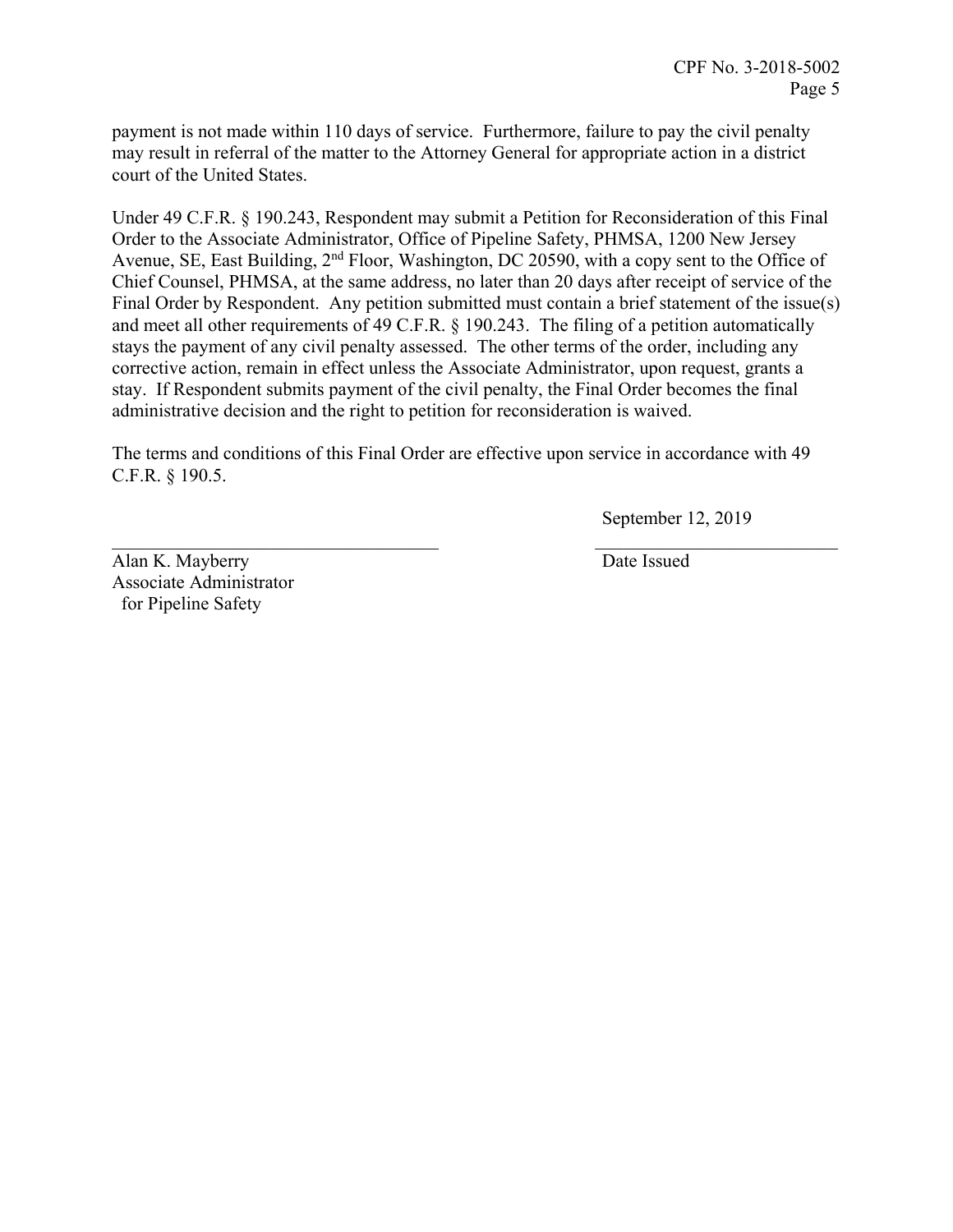payment is not made within 110 days of service. Furthermore, failure to pay the civil penalty may result in referral of the matter to the Attorney General for appropriate action in a district court of the United States.

Under 49 C.F.R. § 190.243, Respondent may submit a Petition for Reconsideration of this Final Order to the Associate Administrator, Office of Pipeline Safety, PHMSA, 1200 New Jersey Avenue, SE, East Building, 2nd Floor, Washington, DC 20590, with a copy sent to the Office of Chief Counsel, PHMSA, at the same address, no later than 20 days after receipt of service of the Final Order by Respondent. Any petition submitted must contain a brief statement of the issue(s) and meet all other requirements of 49 C.F.R. § 190.243. The filing of a petition automatically stays the payment of any civil penalty assessed. The other terms of the order, including any corrective action, remain in effect unless the Associate Administrator, upon request, grants a stay. If Respondent submits payment of the civil penalty, the Final Order becomes the final administrative decision and the right to petition for reconsideration is waived.

The terms and conditions of this Final Order are effective upon service in accordance with 49 C.F.R. § 190.5.

September 12, 2019

\_\_\_\_\_\_\_\_\_\_\_\_\_\_\_\_\_\_\_\_\_\_\_\_\_\_\_\_\_\_\_\_\_\_\_\_ \_\_\_\_\_\_\_\_\_\_\_\_\_\_\_\_\_\_\_\_\_\_\_\_\_\_\_

Alan K. Mayberry  
Associate Administrator  
for Pipeline Safety

Date Issued